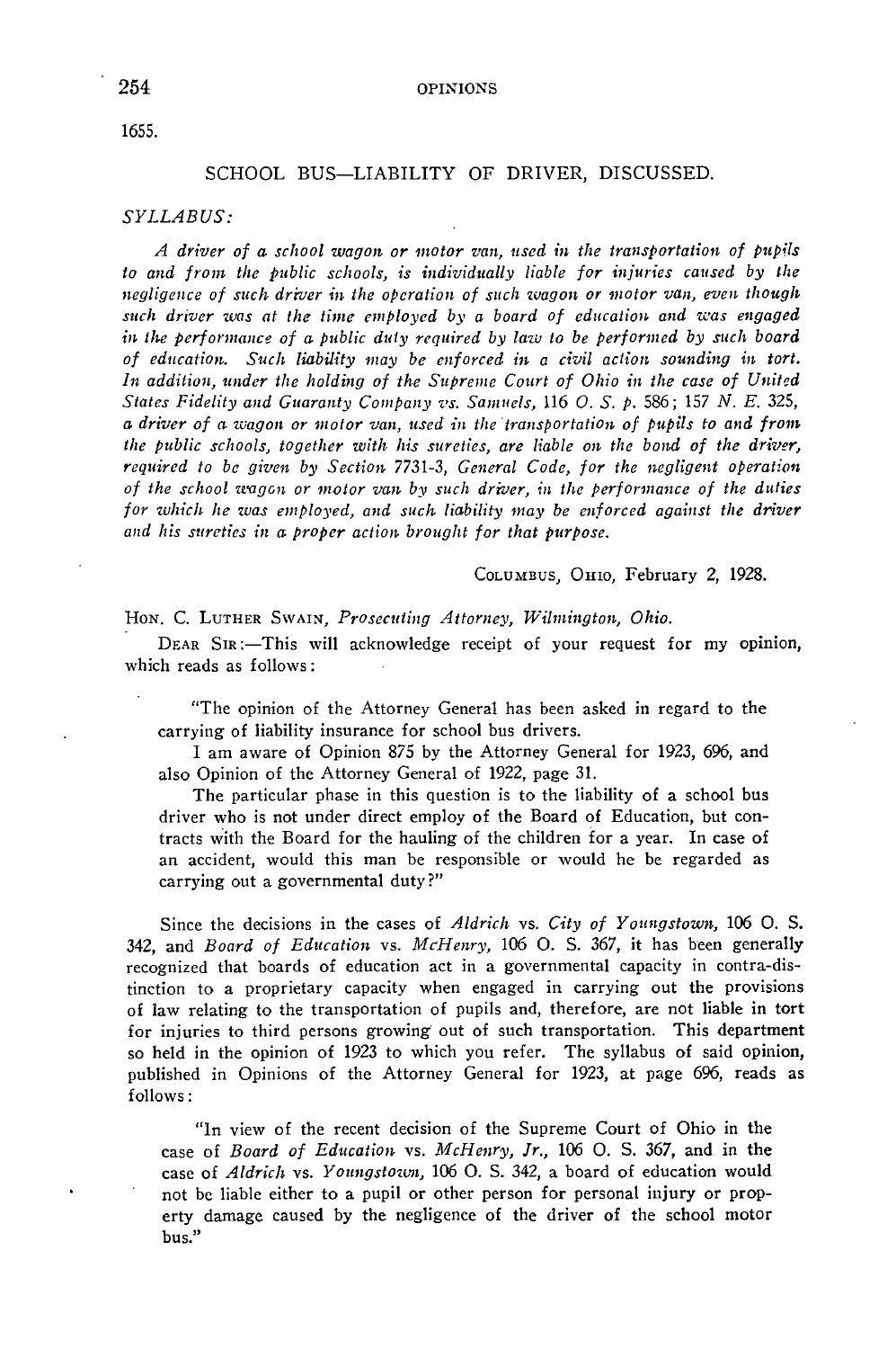1655.

## SCHOOL BUS—LIABILITY OF DRIVER, DISCUSSED.

*SYLLABUS:*

*A driver of a school wagon or motor van, used in the transportation of pupils to and from the public schools, is individually liable for injuries caused by the negligence of such driver in the operation of such wagon or motor van, even though such driver was at the time employed by a board of education and was engaged in the performance of a public duty required by law to be performed by such board of education. Such liability may be enforced in a civil action sounding in tort. In addition, under the holding of the Supreme Court of Ohio in the case of United States Fidelity and Guaranty Company vs. Samuels, 116 O. S. p. 586; 157 N. E. 325, a driver of a wagon or motor van, used in the transportation of pupils to and from the public schools, together with his sureties, are liable on the bond of the driver, required to be given by Section 7731-3, General Code, for the negligent operation of the school wagon or motor van by such driver, in the performance of the duties for which he was employed, and such liability may be enforced against the driver and his sureties in a proper action brought for that purpose.*

COLUMBUS, OHIO, February 2, 1928.

HON. C. LUTHER SWAIN, *Prosecuting Attorney, Wilmington, Ohio.*

DEAR SIR:—This will acknowledge receipt of your request for my opinion, which reads as follows:

> "The opinion of the Attorney General has been asked in regard to the carrying of liability insurance for school bus drivers.
>
> I am aware of Opinion 875 by the Attorney General for 1923, 696, and also Opinion of the Attorney General of 1922, page 31.
>
> The particular phase in this question is to the liability of a school bus driver who is not under direct employ of the Board of Education, but contracts with the Board for the hauling of the children for a year. In case of an accident, would this man be responsible or would he be regarded as carrying out a governmental duty?"

Since the decisions in the cases of *Aldrich* vs. *City of Youngstown,* 106 O. S. 342, and *Board of Education* vs. *McHenry,* 106 O. S. 367, it has been generally recognized that boards of education act in a governmental capacity in contra-distinction to a proprietary capacity when engaged in carrying out the provisions of law relating to the transportation of pupils and, therefore, are not liable in tort for injuries to third persons growing out of such transportation. This department so held in the opinion of 1923 to which you refer. The syllabus of said opinion, published in Opinions of the Attorney General for 1923, at page 696, reads as follows:

> "In view of the recent decision of the Supreme Court of Ohio in the case of *Board of Education* vs. *McHenry, Jr.,* 106 O. S. 367, and in the case of *Aldrich* vs. *Youngstown,* 106 O. S. 342, a board of education would not be liable either to a pupil or other person for personal injury or property damage caused by the negligence of the driver of the school motor bus."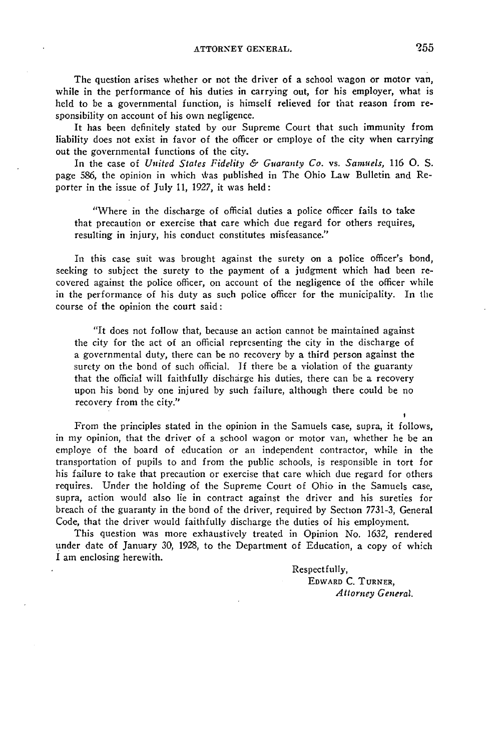The question arises whether or not the driver of a school wagon or motor van, while in the performance of his duties in carrying out, for his employer, what is held to be a governmental function, is himself relieved for that reason from responsibility on account of his own negligence.

It has been definitely stated by our Supreme Court that such immunity from liability does not exist in favor of the officer or employe of the city when carrying out the governmental functions of the city.

In the case of *United States Fidelity & Guaranty Co.* vs. *Samuels*, 116 O. S. page 586, the opinion in which was published in The Ohio Law Bulletin and Reporter in the issue of July 11, 1927, it was held:

> "Where in the discharge of official duties a police officer fails to take that precaution or exercise that care which due regard for others requires, resulting in injury, his conduct constitutes misfeasance."

In this case suit was brought against the surety on a police officer's bond, seeking to subject the surety to the payment of a judgment which had been recovered against the police officer, on account of the negligence of the officer while in the performance of his duty as such police officer for the municipality. In the course of the opinion the court said:

> "It does not follow that, because an action cannot be maintained against the city for the act of an official representing the city in the discharge of a governmental duty, there can be no recovery by a third person against the surety on the bond of such official. If there be a violation of the guaranty that the official will faithfully discharge his duties, there can be a recovery upon his bond by one injured by such failure, although there could be no recovery from the city."

From the principles stated in the opinion in the Samuels case, supra, it follows, in my opinion, that the driver of a school wagon or motor van, whether he be an employe of the board of education or an independent contractor, while in the transportation of pupils to and from the public schools, is responsible in tort for his failure to take that precaution or exercise that care which due regard for others requires. Under the holding of the Supreme Court of Ohio in the Samuels case, supra, action would also lie in contract against the driver and his sureties for breach of the guaranty in the bond of the driver, required by Section 7731-3, General Code, that the driver would faithfully discharge the duties of his employment.

This question was more exhaustively treated in Opinion No. 1632, rendered under date of January 30, 1928, to the Department of Education, a copy of which I am enclosing herewith.

Respectfully,
EDWARD C. TURNER,
*Attorney General.*